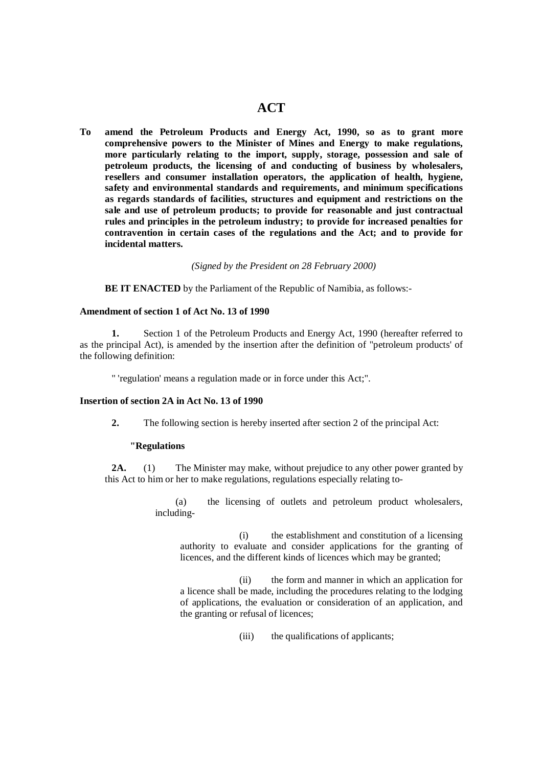# ACT

**To amend the Petroleum Products and Energy Act, 1990, so as to grant more comprehensive powers to the Minister of Mines and Energy to make regulations, more particularly relating to the import, supply, storage, possession and sale of petroleum products, the licensing of and conducting of business by wholesalers, resellers and consumer installation operators, the application of health, hygiene, safety and environmental standards and requirements, and minimum specifications as regards standards of facilities, structures and equipment and restrictions on the sale and use of petroleum products; to provide for reasonable and just contractual rules and principles in the petroleum industry; to provide for increased penalties for contravention in certain cases of the regulations and the Act; and to provide for incidental matters.**

*(Signed by the President on 28 February 2000)*

**BE IT ENACTED** by the Parliament of the Republic of Namibia, as follows:-

**Amendment of section 1 of Act No. 13 of 1990**

**1.** Section 1 of the Petroleum Products and Energy Act, 1990 (hereafter referred to as the principal Act), is amended by the insertion after the definition of "petroleum products' of the following definition:

" 'regulation' means a regulation made or in force under this Act;".

**Insertion of section 2A in Act No. 13 of 1990**

**2.** The following section is hereby inserted after section 2 of the principal Act:

**"Regulations**

**2A.** (1) The Minister may make, without prejudice to any other power granted by this Act to him or her to make regulations, regulations especially relating to-

(a) the licensing of outlets and petroleum product wholesalers, including-

(i) the establishment and constitution of a licensing authority to evaluate and consider applications for the granting of licences, and the different kinds of licences which may be granted;

(ii) the form and manner in which an application for a licence shall be made, including the procedures relating to the lodging of applications, the evaluation or consideration of an application, and the granting or refusal of licences;

(iii) the qualifications of applicants;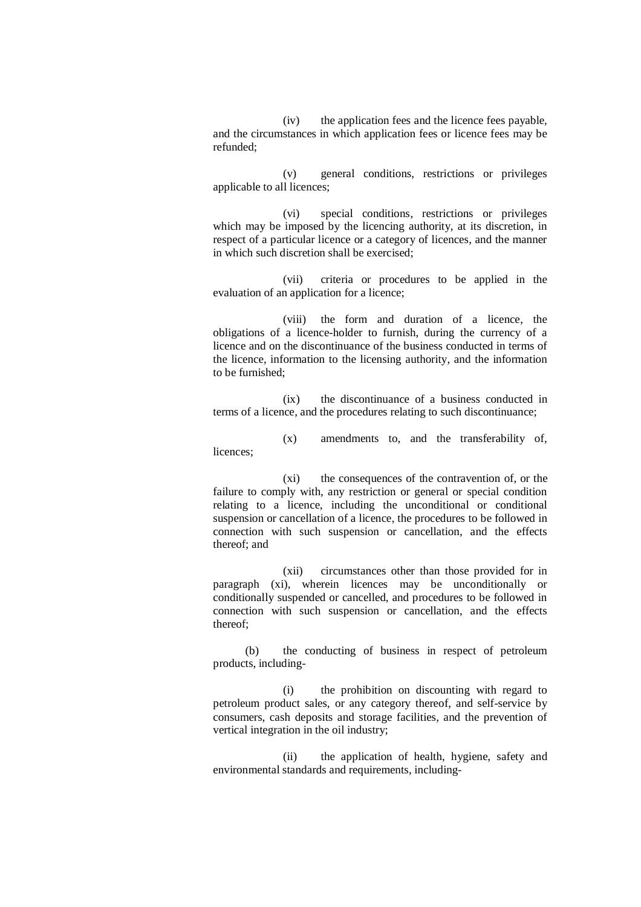(iv) the application fees and the licence fees payable, and the circumstances in which application fees or licence fees may be refunded;

(v) general conditions, restrictions or privileges applicable to all licences;

(vi) special conditions, restrictions or privileges which may be imposed by the licencing authority, at its discretion, in respect of a particular licence or a category of licences, and the manner in which such discretion shall be exercised;

(vii) criteria or procedures to be applied in the evaluation of an application for a licence;

(viii) the form and duration of a licence, the obligations of a licence-holder to furnish, during the currency of a licence and on the discontinuance of the business conducted in terms of the licence, information to the licensing authority, and the information to be furnished;

(ix) the discontinuance of a business conducted in terms of a licence, and the procedures relating to such discontinuance;

(x) amendments to, and the transferability of, licences;

(xi) the consequences of the contravention of, or the failure to comply with, any restriction or general or special condition relating to a licence, including the unconditional or conditional suspension or cancellation of a licence, the procedures to be followed in connection with such suspension or cancellation, and the effects thereof; and

(xii) circumstances other than those provided for in paragraph (xi), wherein licences may be unconditionally or conditionally suspended or cancelled, and procedures to be followed in connection with such suspension or cancellation, and the effects thereof;

(b) the conducting of business in respect of petroleum products, including-

(i) the prohibition on discounting with regard to petroleum product sales, or any category thereof, and self-service by consumers, cash deposits and storage facilities, and the prevention of vertical integration in the oil industry;

(ii) the application of health, hygiene, safety and environmental standards and requirements, including-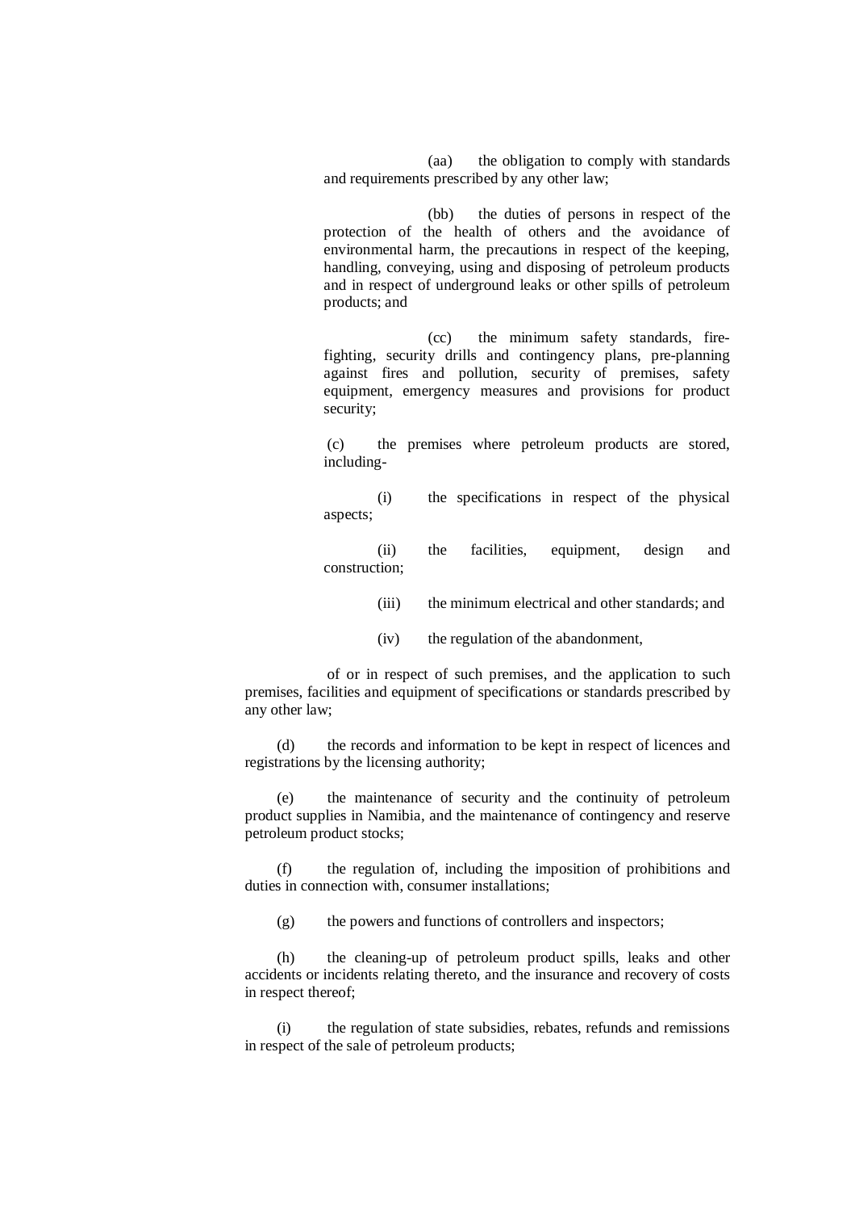(aa) the obligation to comply with standards and requirements prescribed by any other law;

(bb) the duties of persons in respect of the protection of the health of others and the avoidance of environmental harm, the precautions in respect of the keeping, handling, conveying, using and disposing of petroleum products and in respect of underground leaks or other spills of petroleum products; and

(cc) the minimum safety standards, fire-fighting, security drills and contingency plans, pre-planning against fires and pollution, security of premises, safety equipment, emergency measures and provisions for product security;

(c) the premises where petroleum products are stored, including-

(i) the specifications in respect of the physical aspects;

(ii) the facilities, equipment, design and construction;

(iii) the minimum electrical and other standards; and

(iv) the regulation of the abandonment,

of or in respect of such premises, and the application to such premises, facilities and equipment of specifications or standards prescribed by any other law;

(d) the records and information to be kept in respect of licences and registrations by the licensing authority;

(e) the maintenance of security and the continuity of petroleum product supplies in Namibia, and the maintenance of contingency and reserve petroleum product stocks;

(f) the regulation of, including the imposition of prohibitions and duties in connection with, consumer installations;

(g) the powers and functions of controllers and inspectors;

(h) the cleaning-up of petroleum product spills, leaks and other accidents or incidents relating thereto, and the insurance and recovery of costs in respect thereof;

(i) the regulation of state subsidies, rebates, refunds and remissions in respect of the sale of petroleum products;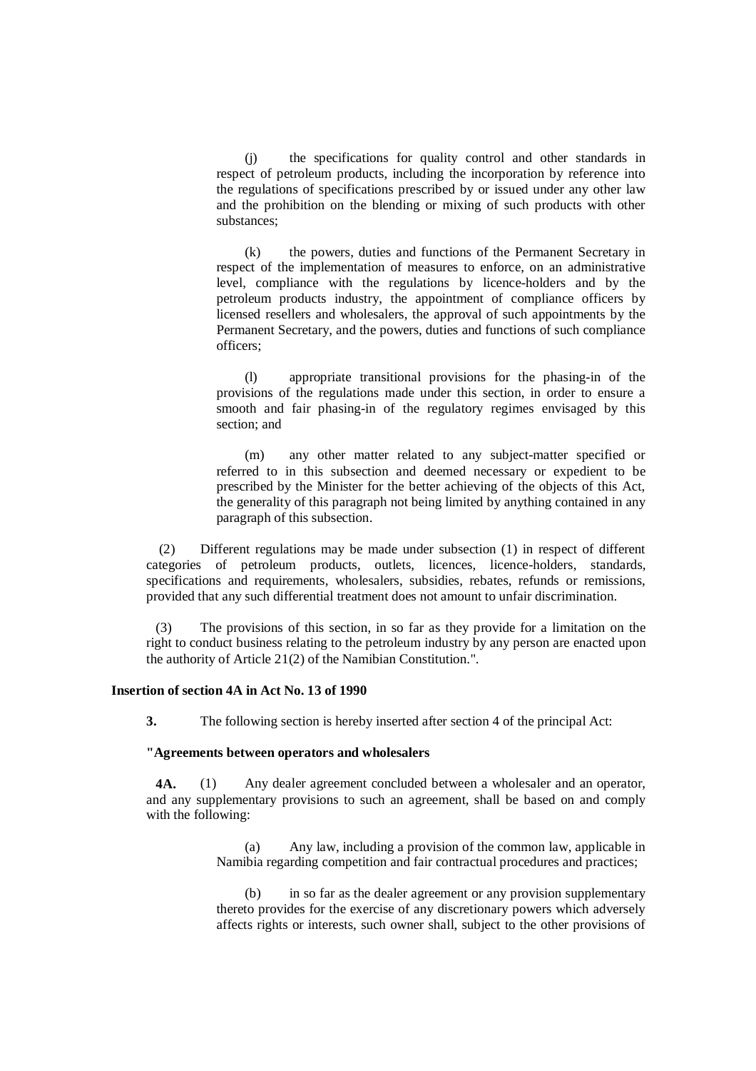(j) the specifications for quality control and other standards in respect of petroleum products, including the incorporation by reference into the regulations of specifications prescribed by or issued under any other law and the prohibition on the blending or mixing of such products with other substances;

(k) the powers, duties and functions of the Permanent Secretary in respect of the implementation of measures to enforce, on an administrative level, compliance with the regulations by licence-holders and by the petroleum products industry, the appointment of compliance officers by licensed resellers and wholesalers, the approval of such appointments by the Permanent Secretary, and the powers, duties and functions of such compliance officers;

(l) appropriate transitional provisions for the phasing-in of the provisions of the regulations made under this section, in order to ensure a smooth and fair phasing-in of the regulatory regimes envisaged by this section; and

(m) any other matter related to any subject-matter specified or referred to in this subsection and deemed necessary or expedient to be prescribed by the Minister for the better achieving of the objects of this Act, the generality of this paragraph not being limited by anything contained in any paragraph of this subsection.

(2) Different regulations may be made under subsection (1) in respect of different categories of petroleum products, outlets, licences, licence-holders, standards, specifications and requirements, wholesalers, subsidies, rebates, refunds or remissions, provided that any such differential treatment does not amount to unfair discrimination.

(3) The provisions of this section, in so far as they provide for a limitation on the right to conduct business relating to the petroleum industry by any person are enacted upon the authority of Article 21(2) of the Namibian Constitution.".

**Insertion of section 4A in Act No. 13 of 1990**

**3.** The following section is hereby inserted after section 4 of the principal Act:

**"Agreements between operators and wholesalers**

**4A.** (1) Any dealer agreement concluded between a wholesaler and an operator, and any supplementary provisions to such an agreement, shall be based on and comply with the following:

(a) Any law, including a provision of the common law, applicable in Namibia regarding competition and fair contractual procedures and practices;

(b) in so far as the dealer agreement or any provision supplementary thereto provides for the exercise of any discretionary powers which adversely affects rights or interests, such owner shall, subject to the other provisions of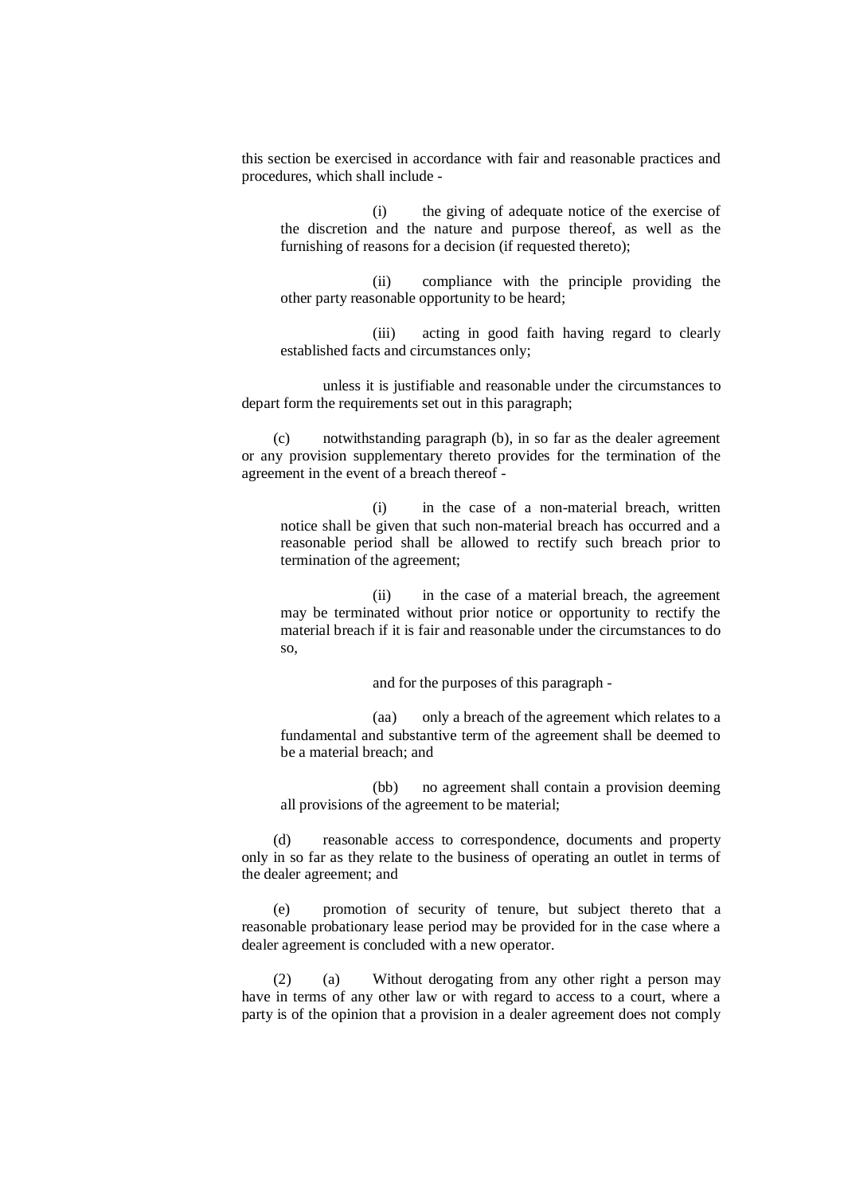this section be exercised in accordance with fair and reasonable practices and procedures, which shall include -

(i) the giving of adequate notice of the exercise of the discretion and the nature and purpose thereof, as well as the furnishing of reasons for a decision (if requested thereto);

(ii) compliance with the principle providing the other party reasonable opportunity to be heard;

(iii) acting in good faith having regard to clearly established facts and circumstances only;

unless it is justifiable and reasonable under the circumstances to depart form the requirements set out in this paragraph;

(c) notwithstanding paragraph (b), in so far as the dealer agreement or any provision supplementary thereto provides for the termination of the agreement in the event of a breach thereof -

(i) in the case of a non-material breach, written notice shall be given that such non-material breach has occurred and a reasonable period shall be allowed to rectify such breach prior to termination of the agreement;

(ii) in the case of a material breach, the agreement may be terminated without prior notice or opportunity to rectify the material breach if it is fair and reasonable under the circumstances to do so,

and for the purposes of this paragraph -

(aa) only a breach of the agreement which relates to a fundamental and substantive term of the agreement shall be deemed to be a material breach; and

(bb) no agreement shall contain a provision deeming all provisions of the agreement to be material;

(d) reasonable access to correspondence, documents and property only in so far as they relate to the business of operating an outlet in terms of the dealer agreement; and

(e) promotion of security of tenure, but subject thereto that a reasonable probationary lease period may be provided for in the case where a dealer agreement is concluded with a new operator.

(2) (a) Without derogating from any other right a person may have in terms of any other law or with regard to access to a court, where a party is of the opinion that a provision in a dealer agreement does not comply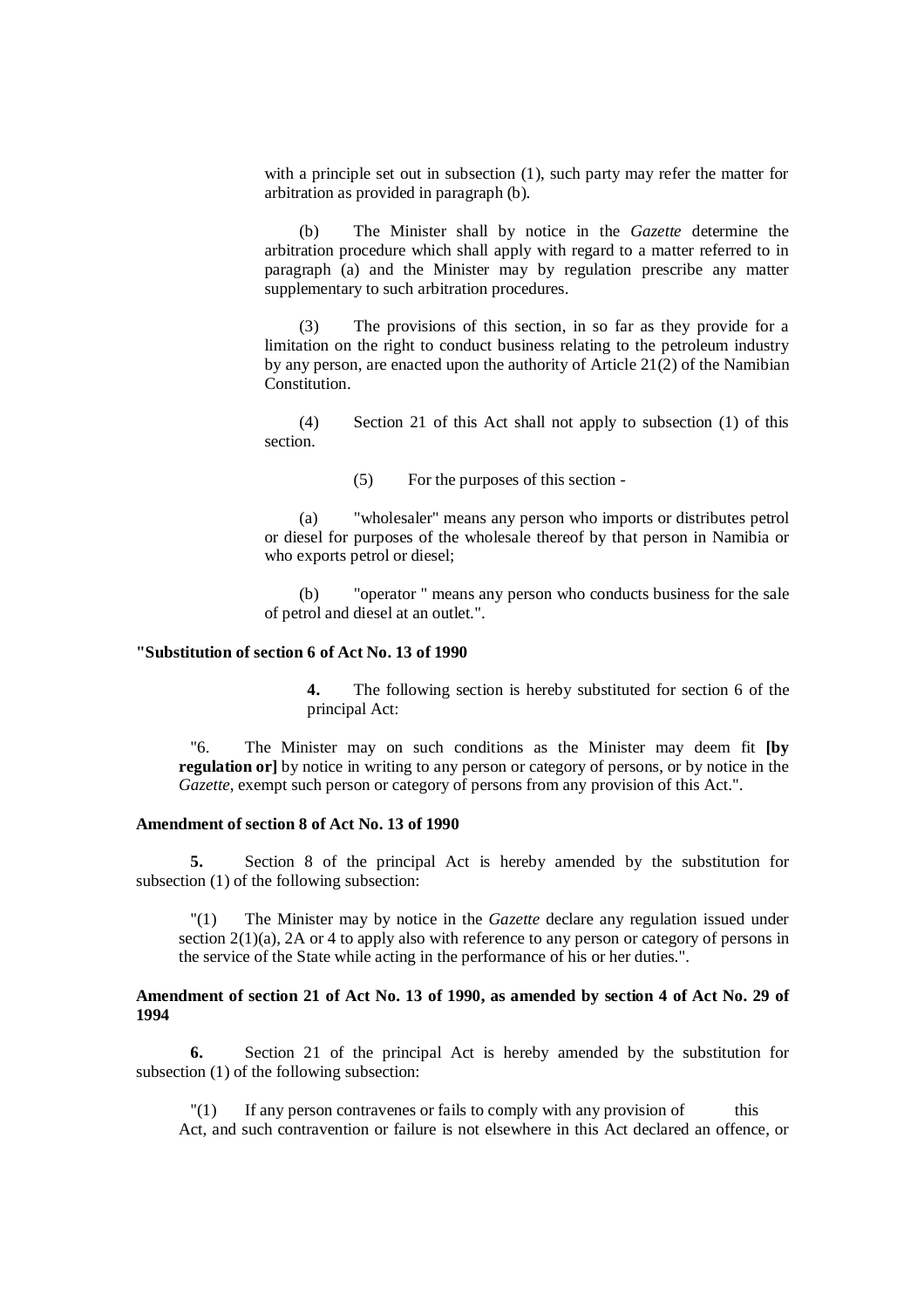with a principle set out in subsection (1), such party may refer the matter for arbitration as provided in paragraph (b).

(b) The Minister shall by notice in the *Gazette* determine the arbitration procedure which shall apply with regard to a matter referred to in paragraph (a) and the Minister may by regulation prescribe any matter supplementary to such arbitration procedures.

(3) The provisions of this section, in so far as they provide for a limitation on the right to conduct business relating to the petroleum industry by any person, are enacted upon the authority of Article 21(2) of the Namibian Constitution.

(4) Section 21 of this Act shall not apply to subsection (1) of this section.

(5) For the purposes of this section -

(a) "wholesaler" means any person who imports or distributes petrol or diesel for purposes of the wholesale thereof by that person in Namibia or who exports petrol or diesel;

(b) "operator " means any person who conducts business for the sale of petrol and diesel at an outlet.".

**"Substitution of section 6 of Act No. 13 of 1990**

**4.** The following section is hereby substituted for section 6 of the principal Act:

"6. The Minister may on such conditions as the Minister may deem fit **[by regulation or]** by notice in writing to any person or category of persons, or by notice in the *Gazette*, exempt such person or category of persons from any provision of this Act.".

**Amendment of section 8 of Act No. 13 of 1990**

**5.** Section 8 of the principal Act is hereby amended by the substitution for subsection (1) of the following subsection:

"(1) The Minister may by notice in the *Gazette* declare any regulation issued under section 2(1)(a), 2A or 4 to apply also with reference to any person or category of persons in the service of the State while acting in the performance of his or her duties.".

**Amendment of section 21 of Act No. 13 of 1990, as amended by section 4 of Act No. 29 of 1994**

**6.** Section 21 of the principal Act is hereby amended by the substitution for subsection (1) of the following subsection:

"(1) If any person contravenes or fails to comply with any provision of this Act, and such contravention or failure is not elsewhere in this Act declared an offence, or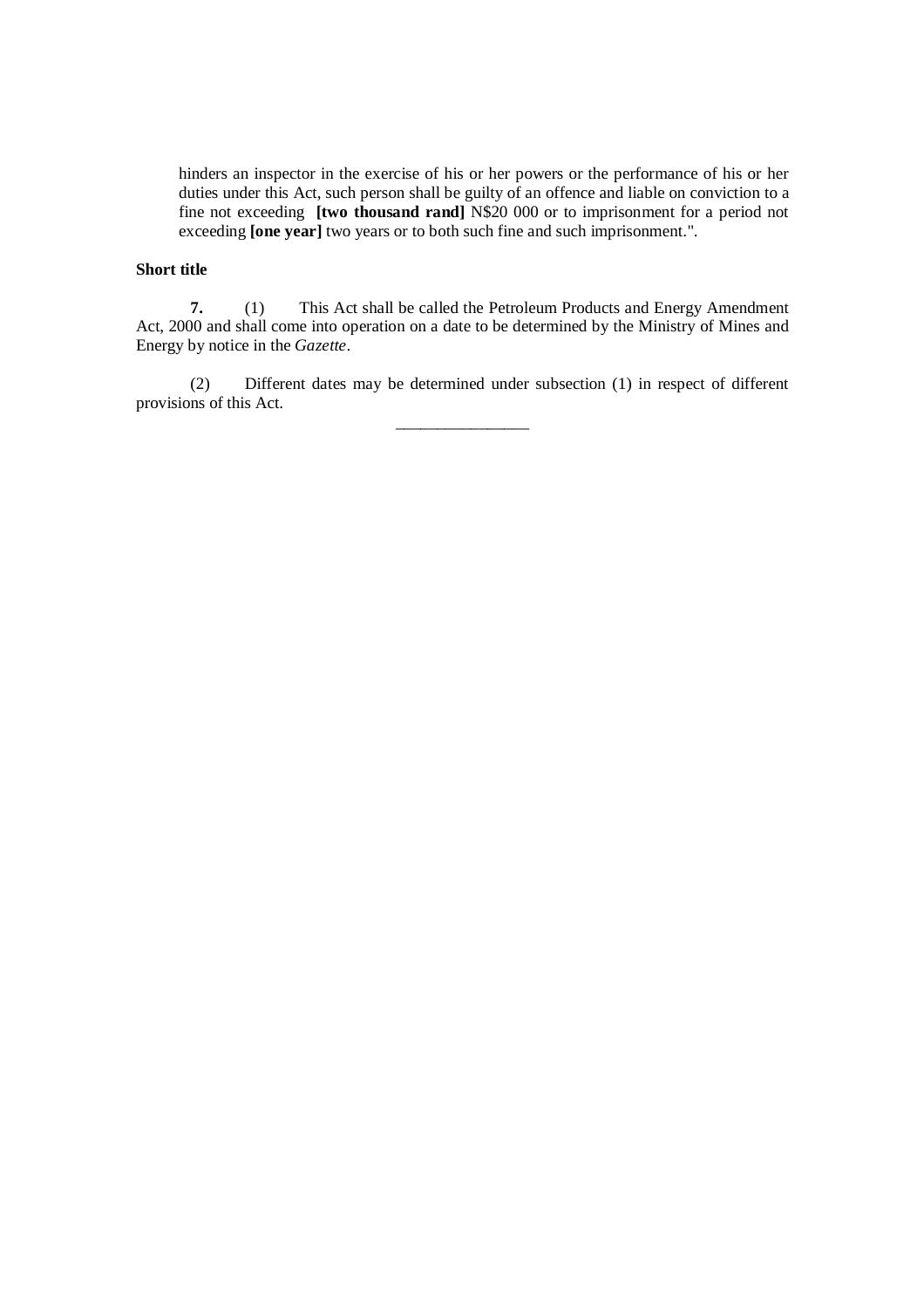hinders an inspector in the exercise of his or her powers or the performance of his or her duties under this Act, such person shall be guilty of an offence and liable on conviction to a fine not exceeding **[two thousand rand]** N$20 000 or to imprisonment for a period not exceeding **[one year]** two years or to both such fine and such imprisonment.".

**Short title**

**7.** (1) This Act shall be called the Petroleum Products and Energy Amendment Act, 2000 and shall come into operation on a date to be determined by the Ministry of Mines and Energy by notice in the *Gazette*.

(2) Different dates may be determined under subsection (1) in respect of different provisions of this Act.

________________